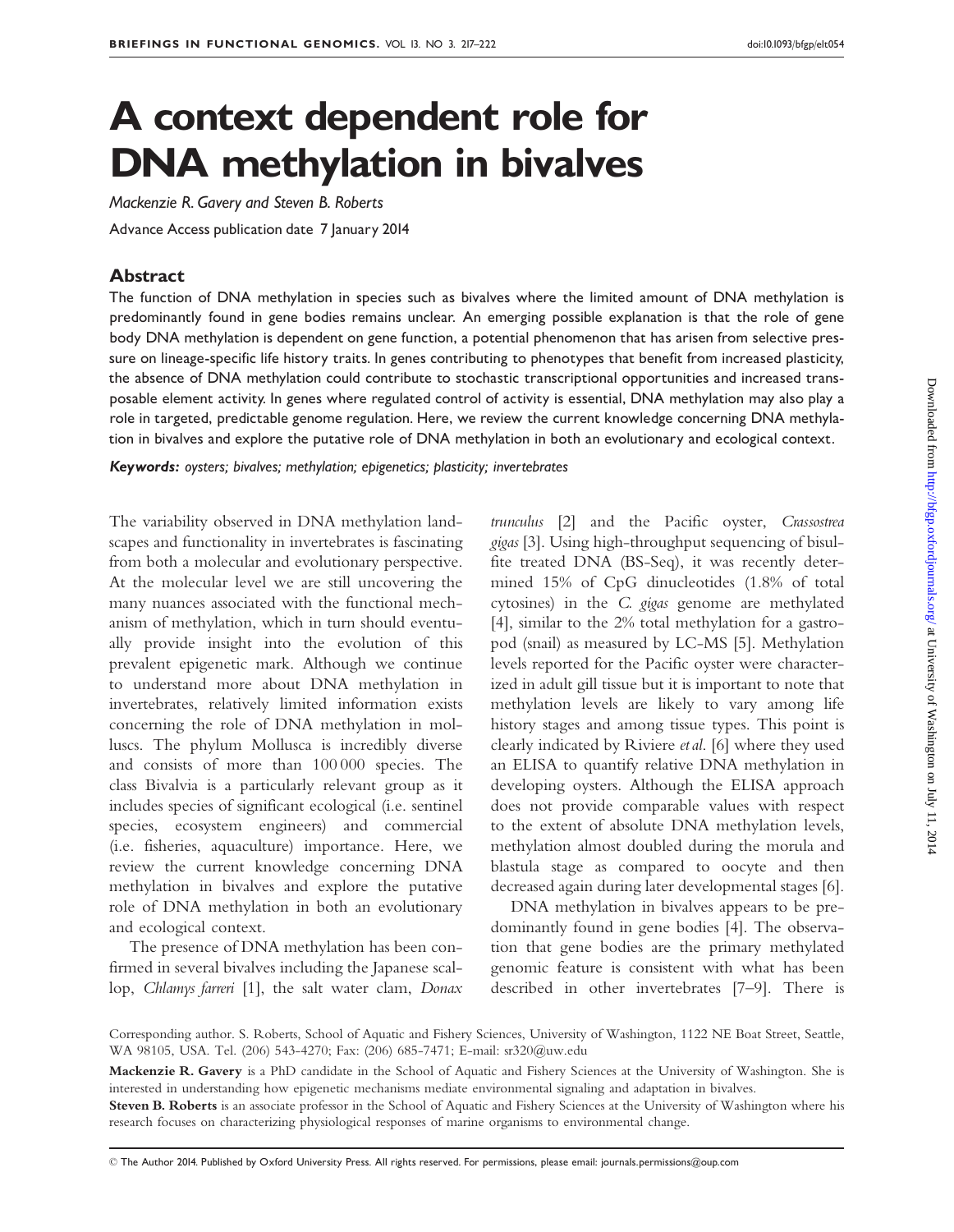# A context dependent role for DNA methylation in bivalves

*Mackenzie R. Gavery and Steven B. Roberts*

Advance Access publication date 7 January 2014

## Abstract

The function of DNA methylation in species such as bivalves where the limited amount of DNA methylation is predominantly found in gene bodies remains unclear. An emerging possible explanation is that the role of gene body DNA methylation is dependent on gene function, a potential phenomenon that has arisen from selective pressure on lineage-specific life history traits. In genes contributing to phenotypes that benefit from increased plasticity, the absence of DNA methylation could contribute to stochastic transcriptional opportunities and increased transposable element activity. In genes where regulated control of activity is essential, DNA methylation may also play a role in targeted, predictable genome regulation. Here, we review the current knowledge concerning DNA methylation in bivalves and explore the putative role of DNA methylation in both an evolutionary and ecological context.

***Keywords:*** *oysters; bivalves; methylation; epigenetics; plasticity; invertebrates*

The variability observed in DNA methylation landscapes and functionality in invertebrates is fascinating from both a molecular and evolutionary perspective. At the molecular level we are still uncovering the many nuances associated with the functional mechanism of methylation, which in turn should eventually provide insight into the evolution of this prevalent epigenetic mark. Although we continue to understand more about DNA methylation in invertebrates, relatively limited information exists concerning the role of DNA methylation in molluscs. The phylum Mollusca is incredibly diverse and consists of more than 100 000 species. The class Bivalvia is a particularly relevant group as it includes species of significant ecological (i.e. sentinel species, ecosystem engineers) and commercial (i.e. fisheries, aquaculture) importance. Here, we review the current knowledge concerning DNA methylation in bivalves and explore the putative role of DNA methylation in both an evolutionary and ecological context.

The presence of DNA methylation has been confirmed in several bivalves including the Japanese scallop, *Chlamys farreri* [1], the salt water clam, *Donax trunculus* [2] and the Pacific oyster, *Crassostrea gigas* [3]. Using high-throughput sequencing of bisulfite treated DNA (BS-Seq), it was recently determined 15% of CpG dinucleotides (1.8% of total cytosines) in the *C. gigas* genome are methylated [4], similar to the 2% total methylation for a gastropod (snail) as measured by LC-MS [5]. Methylation levels reported for the Pacific oyster were characterized in adult gill tissue but it is important to note that methylation levels are likely to vary among life history stages and among tissue types. This point is clearly indicated by Riviere *et al.* [6] where they used an ELISA to quantify relative DNA methylation in developing oysters. Although the ELISA approach does not provide comparable values with respect to the extent of absolute DNA methylation levels, methylation almost doubled during the morula and blastula stage as compared to oocyte and then decreased again during later developmental stages [6].

DNA methylation in bivalves appears to be predominantly found in gene bodies [4]. The observation that gene bodies are the primary methylated genomic feature is consistent with what has been described in other invertebrates [7–9]. There is

Corresponding author. S. Roberts, School of Aquatic and Fishery Sciences, University of Washington, 1122 NE Boat Street, Seattle, WA 98105, USA. Tel. (206) 543-4270; Fax: (206) 685-7471; E-mail: sr320@uw.edu

**Mackenzie R. Gavery** is a PhD candidate in the School of Aquatic and Fishery Sciences at the University of Washington. She is interested in understanding how epigenetic mechanisms mediate environmental signaling and adaptation in bivalves.

**Steven B. Roberts** is an associate professor in the School of Aquatic and Fishery Sciences at the University of Washington where his research focuses on characterizing physiological responses of marine organisms to environmental change.

© The Author 2014. Published by Oxford University Press. All rights reserved. For permissions, please email: journals.permissions@oup.com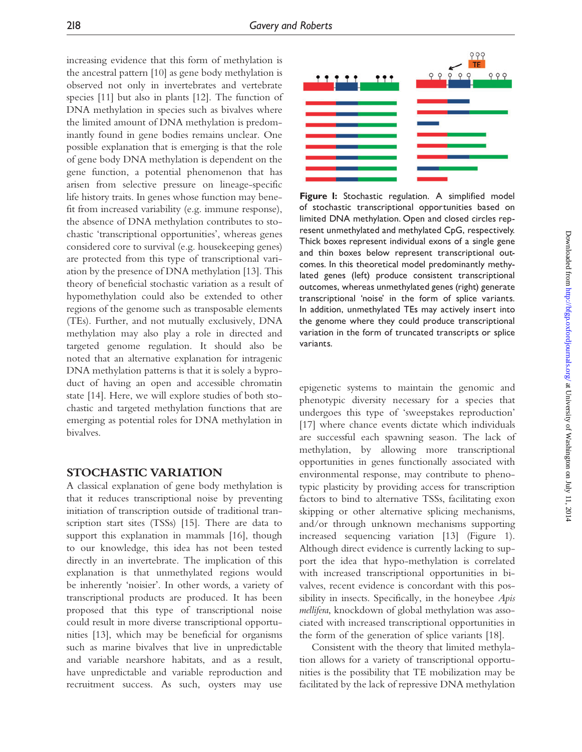increasing evidence that this form of methylation is the ancestral pattern [10] as gene body methylation is observed not only in invertebrates and vertebrate species [11] but also in plants [12]. The function of DNA methylation in species such as bivalves where the limited amount of DNA methylation is predominantly found in gene bodies remains unclear. One possible explanation that is emerging is that the role of gene body DNA methylation is dependent on the gene function, a potential phenomenon that has arisen from selective pressure on lineage-specific life history traits. In genes whose function may benefit from increased variability (e.g. immune response), the absence of DNA methylation contributes to stochastic 'transcriptional opportunities', whereas genes considered core to survival (e.g. housekeeping genes) are protected from this type of transcriptional variation by the presence of DNA methylation [13]. This theory of beneficial stochastic variation as a result of hypomethylation could also be extended to other regions of the genome such as transposable elements (TEs). Further, and not mutually exclusively, DNA methylation may also play a role in directed and targeted genome regulation. It should also be noted that an alternative explanation for intragenic DNA methylation patterns is that it is solely a byproduct of having an open and accessible chromatin state [14]. Here, we will explore studies of both stochastic and targeted methylation functions that are emerging as potential roles for DNA methylation in bivalves.

## STOCHASTIC VARIATION

A classical explanation of gene body methylation is that it reduces transcriptional noise by preventing initiation of transcription outside of traditional transcription start sites (TSSs) [15]. There are data to support this explanation in mammals [16], though to our knowledge, this idea has not been tested directly in an invertebrate. The implication of this explanation is that unmethylated regions would be inherently 'noisier'. In other words, a variety of transcriptional products are produced. It has been proposed that this type of transcriptional noise could result in more diverse transcriptional opportunities [13], which may be beneficial for organisms such as marine bivalves that live in unpredictable and variable nearshore habitats, and as a result, have unpredictable and variable reproduction and recruitment success. As such, oysters may use epigenetic systems to maintain the genomic and phenotypic diversity necessary for a species that undergoes this type of 'sweepstakes reproduction' [17] where chance events dictate which individuals are successful each spawning season. The lack of methylation, by allowing more transcriptional opportunities in genes functionally associated with environmental response, may contribute to phenotypic plasticity by providing access for transcription factors to bind to alternative TSSs, facilitating exon skipping or other alternative splicing mechanisms, and/or through unknown mechanisms supporting increased sequencing variation [13] (Figure 1). Although direct evidence is currently lacking to support the idea that hypo-methylation is correlated with increased transcriptional opportunities in bivalves, recent evidence is concordant with this possibility in insects. Specifically, in the honeybee *Apis mellifera*, knockdown of global methylation was associated with increased transcriptional opportunities in the form of the generation of splice variants [18].

TE

**Figure 1:** Stochastic regulation. A simplified model of stochastic transcriptional opportunities based on limited DNA methylation. Open and closed circles represent unmethylated and methylated CpG, respectively. Thick boxes represent individual exons of a single gene and thin boxes below represent transcriptional outcomes. In this theoretical model predominantly methylated genes (left) produce consistent transcriptional outcomes, whereas unmethylated genes (right) generate transcriptional 'noise' in the form of splice variants. In addition, unmethylated TEs may actively insert into the genome where they could produce transcriptional variation in the form of truncated transcripts or splice variants.

Consistent with the theory that limited methylation allows for a variety of transcriptional opportunities is the possibility that TE mobilization may be facilitated by the lack of repressive DNA methylation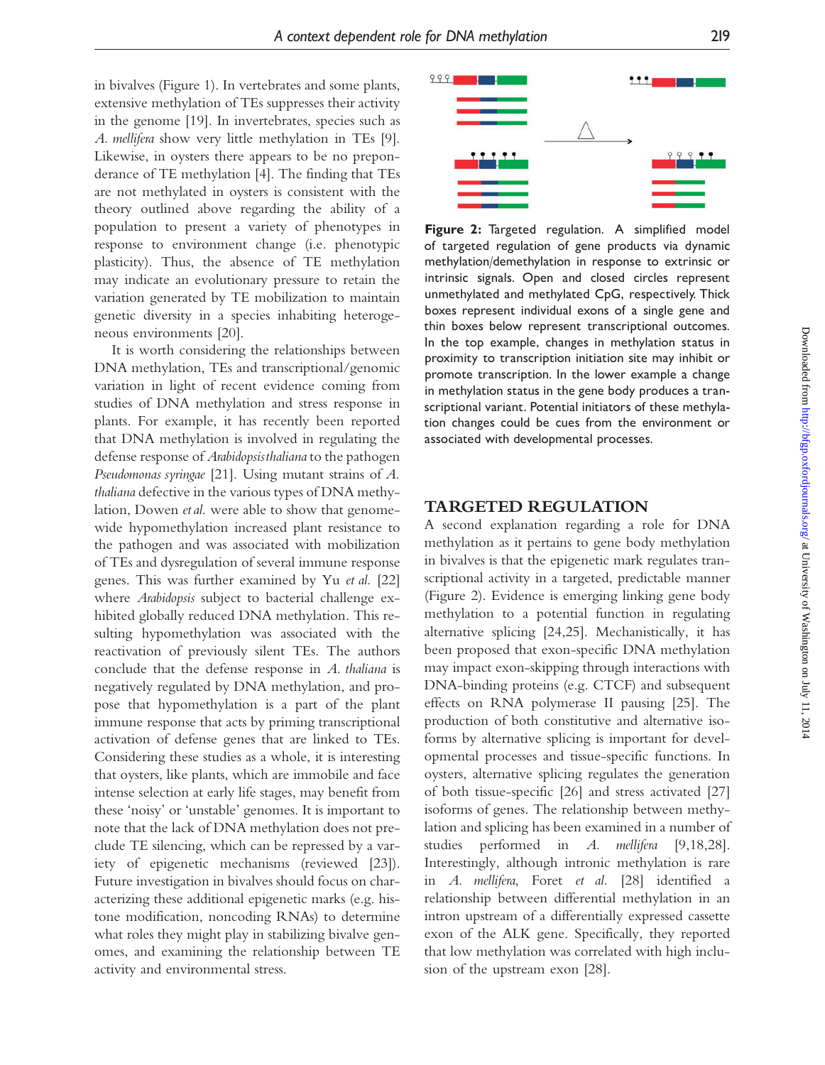in bivalves (Figure 1). In vertebrates and some plants, extensive methylation of TEs suppresses their activity in the genome [19]. In invertebrates, species such as *A. mellifera* show very little methylation in TEs [9]. Likewise, in oysters there appears to be no preponderance of TE methylation [4]. The finding that TEs are not methylated in oysters is consistent with the theory outlined above regarding the ability of a population to present a variety of phenotypes in response to environment change (i.e. phenotypic plasticity). Thus, the absence of TE methylation may indicate an evolutionary pressure to retain the variation generated by TE mobilization to maintain genetic diversity in a species inhabiting heterogeneous environments [20].

It is worth considering the relationships between DNA methylation, TEs and transcriptional/genomic variation in light of recent evidence coming from studies of DNA methylation and stress response in plants. For example, it has recently been reported that DNA methylation is involved in regulating the defense response of *Arabidopsis thaliana* to the pathogen *Pseudomonas syringae* [21]. Using mutant strains of *A. thaliana* defective in the various types of DNA methylation, Dowen *et al.* were able to show that genome-wide hypomethylation increased plant resistance to the pathogen and was associated with mobilization of TEs and dysregulation of several immune response genes. This was further examined by Yu *et al.* [22] where *Arabidopsis* subject to bacterial challenge exhibited globally reduced DNA methylation. This resulting hypomethylation was associated with the reactivation of previously silent TEs. The authors conclude that the defense response in *A. thaliana* is negatively regulated by DNA methylation, and propose that hypomethylation is a part of the plant immune response that acts by priming transcriptional activation of defense genes that are linked to TEs. Considering these studies as a whole, it is interesting that oysters, like plants, which are immobile and face intense selection at early life stages, may benefit from these 'noisy' or 'unstable' genomes. It is important to note that the lack of DNA methylation does not preclude TE silencing, which can be repressed by a variety of epigenetic mechanisms (reviewed [23]). Future investigation in bivalves should focus on characterizing these additional epigenetic marks (e.g. histone modification, noncoding RNAs) to determine what roles they might play in stabilizing bivalve genomes, and examining the relationship between TE activity and environmental stress.

**Figure 2:** Targeted regulation. A simplified model of targeted regulation of gene products via dynamic methylation/demethylation in response to extrinsic or intrinsic signals. Open and closed circles represent unmethylated and methylated CpG, respectively. Thick boxes represent individual exons of a single gene and thin boxes below represent transcriptional outcomes. In the top example, changes in methylation status in proximity to transcription initiation site may inhibit or promote transcription. In the lower example a change in methylation status in the gene body produces a transcriptional variant. Potential initiators of these methylation changes could be cues from the environment or associated with developmental processes.

## TARGETED REGULATION

A second explanation regarding a role for DNA methylation as it pertains to gene body methylation in bivalves is that the epigenetic mark regulates transcriptional activity in a targeted, predictable manner (Figure 2). Evidence is emerging linking gene body methylation to a potential function in regulating alternative splicing [24,25]. Mechanistically, it has been proposed that exon-specific DNA methylation may impact exon-skipping through interactions with DNA-binding proteins (e.g. CTCF) and subsequent effects on RNA polymerase II pausing [25]. The production of both constitutive and alternative isoforms by alternative splicing is important for developmental processes and tissue-specific functions. In oysters, alternative splicing regulates the generation of both tissue-specific [26] and stress activated [27] isoforms of genes. The relationship between methylation and splicing has been examined in a number of studies performed in *A. mellifera* [9,18,28]. Interestingly, although intronic methylation is rare in *A. mellifera*, Foret *et al.* [28] identified a relationship between differential methylation in an intron upstream of a differentially expressed cassette exon of the ALK gene. Specifically, they reported that low methylation was correlated with high inclusion of the upstream exon [28].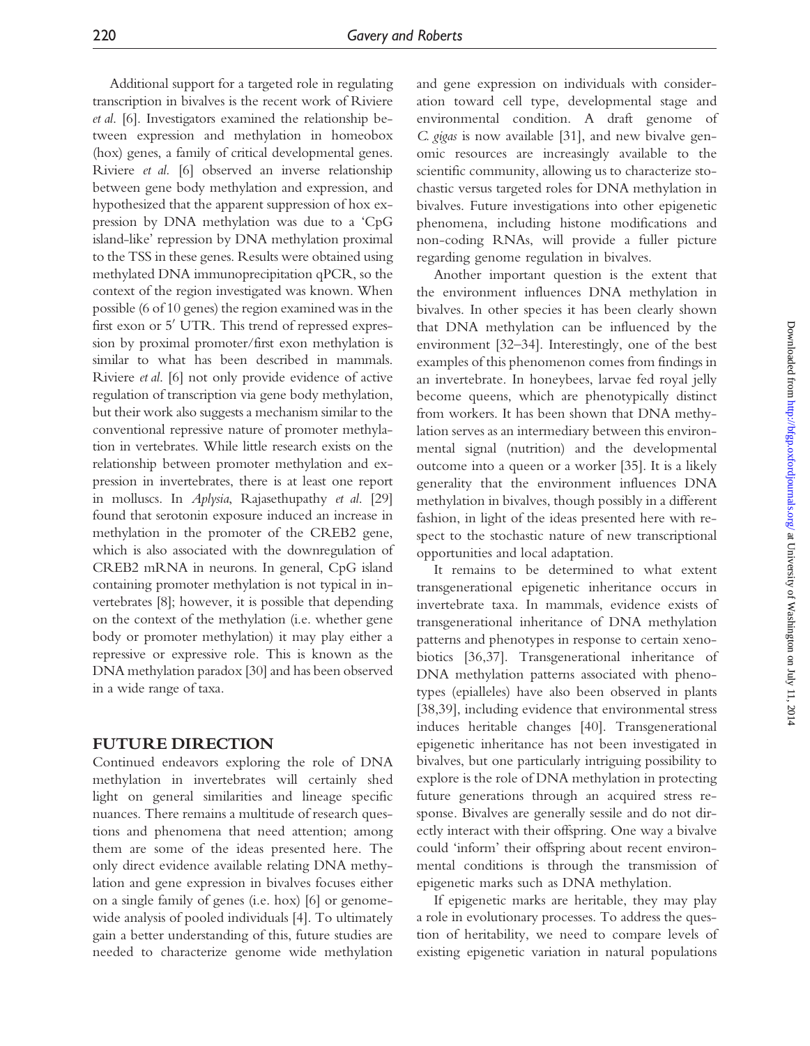Additional support for a targeted role in regulating transcription in bivalves is the recent work of Riviere *et al.* [6]. Investigators examined the relationship between expression and methylation in homeobox (hox) genes, a family of critical developmental genes. Riviere *et al.* [6] observed an inverse relationship between gene body methylation and expression, and hypothesized that the apparent suppression of hox expression by DNA methylation was due to a 'CpG island-like' repression by DNA methylation proximal to the TSS in these genes. Results were obtained using methylated DNA immunoprecipitation qPCR, so the context of the region investigated was known. When possible (6 of 10 genes) the region examined was in the first exon or 5′ UTR. This trend of repressed expression by proximal promoter/first exon methylation is similar to what has been described in mammals. Riviere *et al.* [6] not only provide evidence of active regulation of transcription via gene body methylation, but their work also suggests a mechanism similar to the conventional repressive nature of promoter methylation in vertebrates. While little research exists on the relationship between promoter methylation and expression in invertebrates, there is at least one report in molluscs. In *Aplysia*, Rajasethupathy *et al.* [29] found that serotonin exposure induced an increase in methylation in the promoter of the CREB2 gene, which is also associated with the downregulation of CREB2 mRNA in neurons. In general, CpG island containing promoter methylation is not typical in invertebrates [8]; however, it is possible that depending on the context of the methylation (i.e. whether gene body or promoter methylation) it may play either a repressive or expressive role. This is known as the DNA methylation paradox [30] and has been observed in a wide range of taxa.

## FUTURE DIRECTION

Continued endeavors exploring the role of DNA methylation in invertebrates will certainly shed light on general similarities and lineage specific nuances. There remains a multitude of research questions and phenomena that need attention; among them are some of the ideas presented here. The only direct evidence available relating DNA methylation and gene expression in bivalves focuses either on a single family of genes (i.e. hox) [6] or genome-wide analysis of pooled individuals [4]. To ultimately gain a better understanding of this, future studies are needed to characterize genome wide methylation and gene expression on individuals with consideration toward cell type, developmental stage and environmental condition. A draft genome of *C. gigas* is now available [31], and new bivalve genomic resources are increasingly available to the scientific community, allowing us to characterize stochastic versus targeted roles for DNA methylation in bivalves. Future investigations into other epigenetic phenomena, including histone modifications and non-coding RNAs, will provide a fuller picture regarding genome regulation in bivalves.

Another important question is the extent that the environment influences DNA methylation in bivalves. In other species it has been clearly shown that DNA methylation can be influenced by the environment [32–34]. Interestingly, one of the best examples of this phenomenon comes from findings in an invertebrate. In honeybees, larvae fed royal jelly become queens, which are phenotypically distinct from workers. It has been shown that DNA methylation serves as an intermediary between this environmental signal (nutrition) and the developmental outcome into a queen or a worker [35]. It is a likely generality that the environment influences DNA methylation in bivalves, though possibly in a different fashion, in light of the ideas presented here with respect to the stochastic nature of new transcriptional opportunities and local adaptation.

It remains to be determined to what extent transgenerational epigenetic inheritance occurs in invertebrate taxa. In mammals, evidence exists of transgenerational inheritance of DNA methylation patterns and phenotypes in response to certain xenobiotics [36,37]. Transgenerational inheritance of DNA methylation patterns associated with phenotypes (epialleles) have also been observed in plants [38,39], including evidence that environmental stress induces heritable changes [40]. Transgenerational epigenetic inheritance has not been investigated in bivalves, but one particularly intriguing possibility to explore is the role of DNA methylation in protecting future generations through an acquired stress response. Bivalves are generally sessile and do not directly interact with their offspring. One way a bivalve could 'inform' their offspring about recent environmental conditions is through the transmission of epigenetic marks such as DNA methylation.

If epigenetic marks are heritable, they may play a role in evolutionary processes. To address the question of heritability, we need to compare levels of existing epigenetic variation in natural populations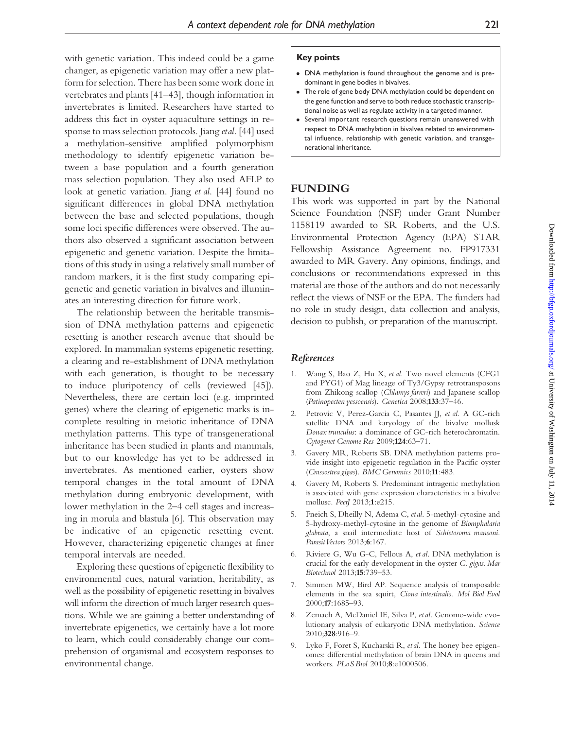with genetic variation. This indeed could be a game changer, as epigenetic variation may offer a new platform for selection. There has been some work done in vertebrates and plants [41–43], though information in invertebrates is limited. Researchers have started to address this fact in oyster aquaculture settings in response to mass selection protocols. Jiang *et al*. [44] used a methylation-sensitive amplified polymorphism methodology to identify epigenetic variation between a base population and a fourth generation mass selection population. They also used AFLP to look at genetic variation. Jiang *et al*. [44] found no significant differences in global DNA methylation between the base and selected populations, though some loci specific differences were observed. The authors also observed a significant association between epigenetic and genetic variation. Despite the limitations of this study in using a relatively small number of random markers, it is the first study comparing epigenetic and genetic variation in bivalves and illuminates an interesting direction for future work.

The relationship between the heritable transmission of DNA methylation patterns and epigenetic resetting is another research avenue that should be explored. In mammalian systems epigenetic resetting, a clearing and re-establishment of DNA methylation with each generation, is thought to be necessary to induce pluripotency of cells (reviewed [45]). Nevertheless, there are certain loci (e.g. imprinted genes) where the clearing of epigenetic marks is incomplete resulting in meiotic inheritance of DNA methylation patterns. This type of transgenerational inheritance has been studied in plants and mammals, but to our knowledge has yet to be addressed in invertebrates. As mentioned earlier, oysters show temporal changes in the total amount of DNA methylation during embryonic development, with lower methylation in the 2–4 cell stages and increasing in morula and blastula [6]. This observation may be indicative of an epigenetic resetting event. However, characterizing epigenetic changes at finer temporal intervals are needed.

Exploring these questions of epigenetic flexibility to environmental cues, natural variation, heritability, as well as the possibility of epigenetic resetting in bivalves will inform the direction of much larger research questions. While we are gaining a better understanding of invertebrate epigenetics, we certainly have a lot more to learn, which could considerably change our comprehension of organismal and ecosystem responses to environmental change.

**Key points**

- DNA methylation is found throughout the genome and is predominant in gene bodies in bivalves.
- The role of gene body DNA methylation could be dependent on the gene function and serve to both reduce stochastic transcriptional noise as well as regulate activity in a targeted manner.
- Several important research questions remain unanswered with respect to DNA methylation in bivalves related to environmental influence, relationship with genetic variation, and transgenerational inheritance.

## FUNDING

This work was supported in part by the National Science Foundation (NSF) under Grant Number 1158119 awarded to SR Roberts, and the U.S. Environmental Protection Agency (EPA) STAR Fellowship Assistance Agreement no. FP917331 awarded to MR Gavery. Any opinions, findings, and conclusions or recommendations expressed in this material are those of the authors and do not necessarily reflect the views of NSF or the EPA. The funders had no role in study design, data collection and analysis, decision to publish, or preparation of the manuscript.

## *References*

1. Wang S, Bao Z, Hu X, *et al*. Two novel elements (CFG1 and PYG1) of Mag lineage of Ty3/Gypsy retrotransposons from Zhikong scallop (*Chlamys farreri*) and Japanese scallop (*Patinopecten yessoensis*). *Genetica* 2008;**133**:37–46.
2. Petrovic V, Perez-Garcia C, Pasantes JJ, *et al*. A GC-rich satellite DNA and karyology of the bivalve mollusk *Donax trunculus*: a dominance of GC-rich heterochromatin. *Cytogenet Genome Res* 2009;**124**:63–71.
3. Gavery MR, Roberts SB. DNA methylation patterns provide insight into epigenetic regulation in the Pacific oyster (*Crassostrea gigas*). *BMC Genomics* 2010;**11**:483.
4. Gavery M, Roberts S. Predominant intragenic methylation is associated with gene expression characteristics in a bivalve mollusc. *PeerJ* 2013;**1**:e215.
5. Fneich S, Dheilly N, Adema C, *et al*. 5-methyl-cytosine and 5-hydroxy-methyl-cytosine in the genome of *Biomphalaria glabrata*, a snail intermediate host of *Schistosoma mansoni*. *Parasit Vectors* 2013;**6**:167.
6. Riviere G, Wu G-C, Fellous A, *et al*. DNA methylation is crucial for the early development in the oyster *C. gigas*. *Mar Biotechnol* 2013;**15**:739–53.
7. Simmen MW, Bird AP. Sequence analysis of transposable elements in the sea squirt, *Ciona intestinalis*. *Mol Biol Evol* 2000;**17**:1685–93.
8. Zemach A, McDaniel IE, Silva P, *et al*. Genome-wide evolutionary analysis of eukaryotic DNA methylation. *Science* 2010;**328**:916–9.
9. Lyko F, Foret S, Kucharski R, *et al*. The honey bee epigenomes: differential methylation of brain DNA in queens and workers. *PLoS Biol* 2010;**8**:e1000506.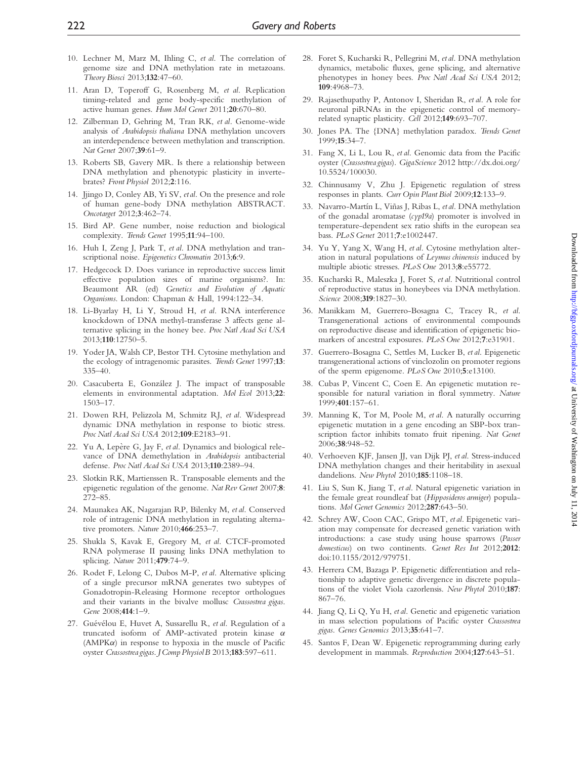10. Lechner M, Marz M, Ihling C, *et al*. The correlation of genome size and DNA methylation rate in metazoans. *Theory Biosci* 2013;**132**:47–60.
11. Aran D, Toperoff G, Rosenberg M, *et al*. Replication timing-related and gene body-specific methylation of active human genes. *Hum Mol Genet* 2011;**20**:670–80.
12. Zilberman D, Gehring M, Tran RK, *et al*. Genome-wide analysis of *Arabidopsis thaliana* DNA methylation uncovers an interdependence between methylation and transcription. *Nat Genet* 2007;**39**:61–9.
13. Roberts SB, Gavery MR. Is there a relationship between DNA methylation and phenotypic plasticity in invertebrates? *Front Physiol* 2012;**2**:116.
14. Jjingo D, Conley AB, Yi SV, *et al*. On the presence and role of human gene-body DNA methylation ABSTRACT. *Oncotarget* 2012;**3**:462–74.
15. Bird AP. Gene number, noise reduction and biological complexity. *Trends Genet* 1995;**11**:94–100.
16. Huh I, Zeng J, Park T, *et al*. DNA methylation and transcriptional noise. *Epigenetics Chromatin* 2013;**6**:9.
17. Hedgecock D. Does variance in reproductive success limit effective population sizes of marine organisms?. In: Beaumont AR (ed) *Genetics and Evolution of Aquatic Organisms*. London: Chapman & Hall, 1994:122–34.
18. Li-Byarlay H, Li Y, Stroud H, *et al*. RNA interference knockdown of DNA methyl-transferase 3 affects gene alternative splicing in the honey bee. *Proc Natl Acad Sci USA* 2013;**110**:12750–5.
19. Yoder JA, Walsh CP, Bestor TH. Cytosine methylation and the ecology of intragenomic parasites. *Trends Genet* 1997;**13**: 335–40.
20. Casacuberta E, González J. The impact of transposable elements in environmental adaptation. *Mol Ecol* 2013;**22**: 1503–17.
21. Dowen RH, Pelizzola M, Schmitz RJ, *et al*. Widespread dynamic DNA methylation in response to biotic stress. *Proc Natl Acad Sci USA* 2012;**109**:E2183–91.
22. Yu A, Lepère G, Jay F, *et al*. Dynamics and biological relevance of DNA demethylation in *Arabidopsis* antibacterial defense. *Proc Natl Acad Sci USA* 2013;**110**:2389–94.
23. Slotkin RK, Martienssen R. Transposable elements and the epigenetic regulation of the genome. *Nat Rev Genet* 2007;**8**: 272–85.
24. Maunakea AK, Nagarajan RP, Bilenky M, *et al*. Conserved role of intragenic DNA methylation in regulating alternative promoters. *Nature* 2010;**466**:253–7.
25. Shukla S, Kavak E, Gregory M, *et al*. CTCF-promoted RNA polymerase II pausing links DNA methylation to splicing. *Nature* 2011;**479**:74–9.
26. Rodet F, Lelong C, Dubos M-P, *et al*. Alternative splicing of a single precursor mRNA generates two subtypes of Gonadotropin-Releasing Hormone receptor orthologues and their variants in the bivalve mollusc *Crassostrea gigas*. *Gene* 2008;**414**:1–9.
27. Guévélou E, Huvet A, Sussarellu R, *et al*. Regulation of a truncated isoform of AMP-activated protein kinase $\alpha$ (AMPK$\alpha$) in response to hypoxia in the muscle of Pacific oyster *Crassostrea gigas*. *J Comp Physiol B* 2013;**183**:597–611.
28. Foret S, Kucharski R, Pellegrini M, *et al*. DNA methylation dynamics, metabolic fluxes, gene splicing, and alternative phenotypes in honey bees. *Proc Natl Acad Sci USA* 2012; **109**:4968–73.
29. Rajasethupathy P, Antonov I, Sheridan R, *et al*. A role for neuronal piRNAs in the epigenetic control of memory-related synaptic plasticity. *Cell* 2012;**149**:693–707.
30. Jones PA. The {DNA} methylation paradox. *Trends Genet* 1999;**15**:34–7.
31. Fang X, Li L, Lou R, *et al*. Genomic data from the Pacific oyster (*Crassostrea gigas*). *GigaScience* 2012 http://dx.doi.org/10.5524/100030.
32. Chinnusamy V, Zhu J. Epigenetic regulation of stress responses in plants. *Curr Opin Plant Biol* 2009;**12**:133–9.
33. Navarro-Martín L, Viñas J, Ribas L, *et al*. DNA methylation of the gonadal aromatase (*cyp19a*) promoter is involved in temperature-dependent sex ratio shifts in the european sea bass. *PLoS Genet* 2011;**7**:e1002447.
34. Yu Y, Yang X, Wang H, *et al*. Cytosine methylation alteration in natural populations of *Leymus chinensis* induced by multiple abiotic stresses. *PLoS One* 2013;**8**:e55772.
35. Kucharski R, Maleszka J, Foret S, *et al*. Nutritional control of reproductive status in honeybees via DNA methylation. *Science* 2008;**319**:1827–30.
36. Manikkam M, Guerrero-Bosagna C, Tracey R, *et al*. Transgenerational actions of environmental compounds on reproductive disease and identification of epigenetic biomarkers of ancestral exposures. *PLoS One* 2012;**7**:e31901.
37. Guerrero-Bosagna C, Settles M, Lucker B, *et al*. Epigenetic transgenerational actions of vinclozolin on promoter regions of the sperm epigenome. *PLoS One* 2010;**5**:e13100.
38. Cubas P, Vincent C, Coen E. An epigenetic mutation responsible for natural variation in floral symmetry. *Nature* 1999;**401**:157–61.
39. Manning K, Tor M, Poole M, *et al*. A naturally occurring epigenetic mutation in a gene encoding an SBP-box transcription factor inhibits tomato fruit ripening. *Nat Genet* 2006;**38**:948–52.
40. Verhoeven KJF, Jansen JJ, van Dijk PJ, *et al*. Stress-induced DNA methylation changes and their heritability in asexual dandelions. *New Phytol* 2010;**185**:1108–18.
41. Liu S, Sun K, Jiang T, *et al*. Natural epigenetic variation in the female great roundleaf bat (*Hipposideros armiger*) populations. *Mol Genet Genomics* 2012;**287**:643–50.
42. Schrey AW, Coon CAC, Grispo MT, *et al*. Epigenetic variation may compensate for decreased genetic variation with introductions: a case study using house sparrows (*Passer domesticus*) on two continents. *Genet Res Int* 2012;**2012**: doi:10.1155/2012/979751.
43. Herrera CM, Bazaga P. Epigenetic differentiation and relationship to adaptive genetic divergence in discrete populations of the violet Viola cazorlensis. *New Phytol* 2010;**187**: 867–76.
44. Jiang Q, Li Q, Yu H, *et al*. Genetic and epigenetic variation in mass selection populations of Pacific oyster *Crassostrea gigas*. *Genes Genomics* 2013;**35**:641–7.
45. Santos F, Dean W. Epigenetic reprogramming during early development in mammals. *Reproduction* 2004;**127**:643–51.